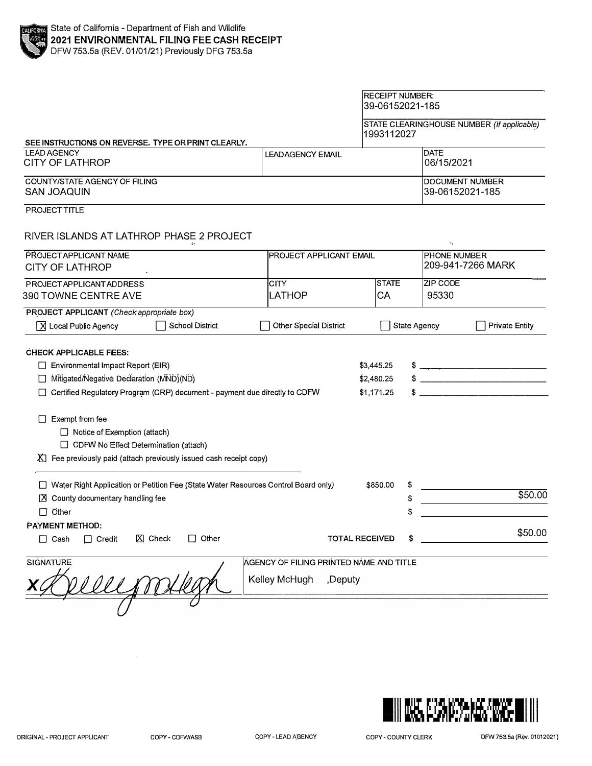State of California - Department of Fish and Wildlife

**2021 ENVIRONMENTAL FILING FEE CASH RECEIPT**

DFW 753.5a (REV. 01/01/21) Previously DFG 753.5a

RECEIPT NUMBER:
39-06152021-185

STATE CLEARINGHOUSE NUMBER *(If applicable)*
1993112027

**SEE INSTRUCTIONS ON REVERSE. TYPE OR PRINT CLEARLY.**

| LEAD AGENCY | LEADAGENCY EMAIL | DATE |
|---|---|---|
| CITY OF LATHROP | | 06/15/2021 |

| COUNTY/STATE AGENCY OF FILING | DOCUMENT NUMBER |
|---|---|
| SAN JOAQUIN | 39-06152021-185 |

PROJECT TITLE

RIVER ISLANDS AT LATHROP PHASE 2 PROJECT

| PROJECT APPLICANT NAME | PROJECT APPLICANT EMAIL | | PHONE NUMBER |
|---|---|---|---|
| CITY OF LATHROP | | | 209-941-7266 MARK |
| **PROJECT APPLICANT ADDRESS** | **CITY** | **STATE** | **ZIP CODE** |
| 390 TOWNE CENTRE AVE | LATHOP | CA | 95330 |

**PROJECT APPLICANT** *(Check appropriate box)*

- [X] Local Public Agency
- [ ] School District
- [ ] Other Special District
- [ ] State Agency
- [ ] Private Entity

**CHECK APPLICABLE FEES:**

| | | |
|---|---|---|
| ☐ Environmental Impact Report (EIR) | $3,445.25 | $ |
| ☐ Mitigated/Negative Declaration (MND)(ND) | $2,480.25 | $ |
| ☐ Certified Regulatory Program (CRP) document - payment due directly to CDFW | $1,171.25 | $ |

- [ ] Exempt from fee
  - [ ] Notice of Exemption (attach)
  - [ ] CDFW No Effect Determination (attach)
- [X] Fee previously paid (attach previously issued cash receipt copy)

| | | |
|---|---|---|
| ☐ Water Right Application or Petition Fee (State Water Resources Control Board only) | $850.00 | $ |
| ☒ County documentary handling fee | | $ $50.00 |
| ☐ Other | | $ |

**PAYMENT METHOD:**

- [ ] Cash
- [ ] Credit
- [X] Check
- [ ] Other

**TOTAL RECEIVED** $ $50.00

| SIGNATURE | AGENCY OF FILING PRINTED NAME AND TITLE |
|---|---|
| X Kelley McHugh | Kelley McHugh ,Deputy |

ORIGINAL - PROJECT APPLICANT    COPY - CDFW/ASB    COPY - LEAD AGENCY    COPY - COUNTY CLERK    DFW 753.5a (Rev. 01012021)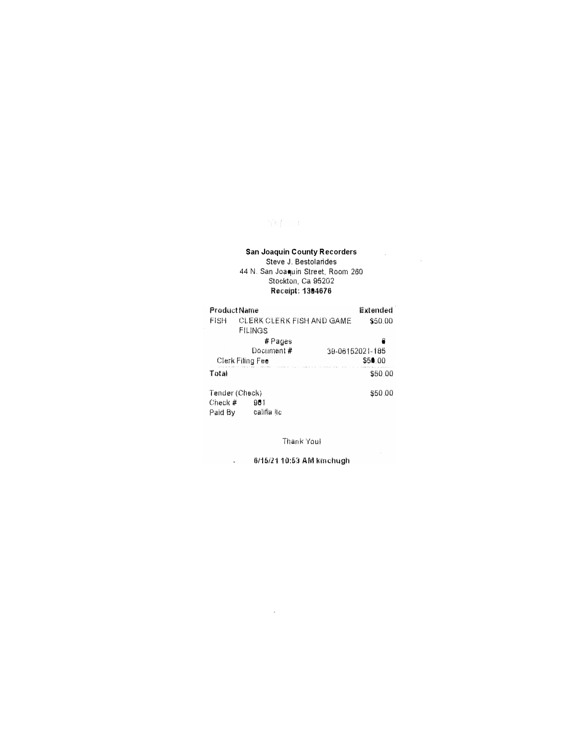**San Joaquin County Recorders**
Steve J. Bestolarides
44 N. San Joaquin Street, Room 260
Stockton, Ca 95202
**Receipt: 1394676**

| Product Name | | Extended |
|---|---|---|
| FISH | CLERK CLERK FISH AND GAME FILINGS | $50.00 |
| | # Pages | 6 |
| | Document # | 39-06152021-186 |
| Clerk Filing Fee | | $50.00 |
| **Total** | | $50.00 |

| | | |
|---|---|---|
| Tender (Check) | | $50.00 |
| Check # | 981 | |
| Paid By | califia llc | |

Thank You!

6/15/21 10:53 AM kmchugh